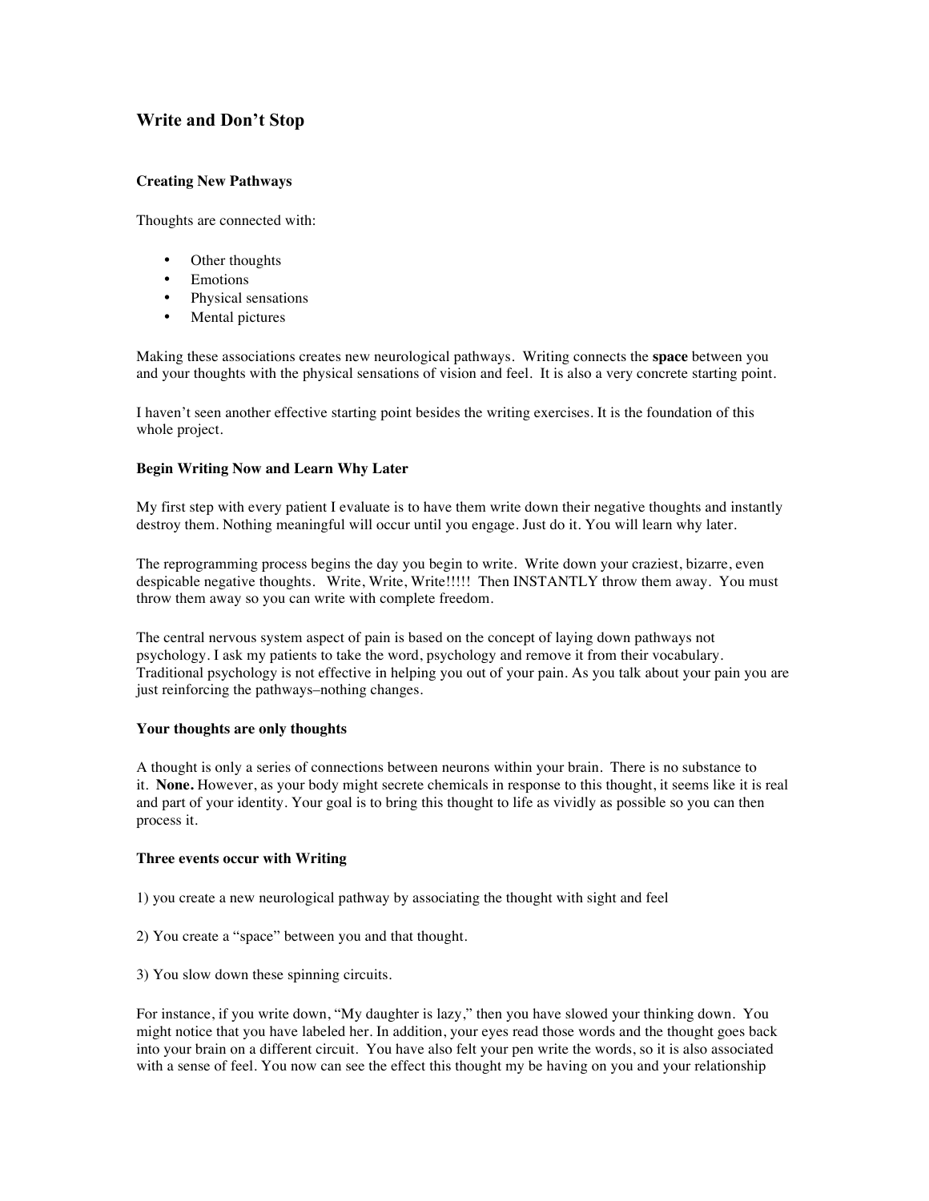## Write and Don't Stop

### Creating New Pathways

Thoughts are connected with:

- Other thoughts
- Emotions
- Physical sensations
- Mental pictures

Making these associations creates new neurological pathways. Writing connects the **space** between you and your thoughts with the physical sensations of vision and feel. It is also a very concrete starting point.

I haven't seen another effective starting point besides the writing exercises. It is the foundation of this whole project.

### Begin Writing Now and Learn Why Later

My first step with every patient I evaluate is to have them write down their negative thoughts and instantly destroy them. Nothing meaningful will occur until you engage. Just do it. You will learn why later.

The reprogramming process begins the day you begin to write. Write down your craziest, bizarre, even despicable negative thoughts. Write, Write, Write!!!!! Then INSTANTLY throw them away. You must throw them away so you can write with complete freedom.

The central nervous system aspect of pain is based on the concept of laying down pathways not psychology. I ask my patients to take the word, psychology and remove it from their vocabulary. Traditional psychology is not effective in helping you out of your pain. As you talk about your pain you are just reinforcing the pathways–nothing changes.

### Your thoughts are only thoughts

A thought is only a series of connections between neurons within your brain. There is no substance to it. **None.** However, as your body might secrete chemicals in response to this thought, it seems like it is real and part of your identity. Your goal is to bring this thought to life as vividly as possible so you can then process it.

### Three events occur with Writing

1) you create a new neurological pathway by associating the thought with sight and feel

2) You create a "space" between you and that thought.

3) You slow down these spinning circuits.

For instance, if you write down, "My daughter is lazy," then you have slowed your thinking down. You might notice that you have labeled her. In addition, your eyes read those words and the thought goes back into your brain on a different circuit. You have also felt your pen write the words, so it is also associated with a sense of feel. You now can see the effect this thought my be having on you and your relationship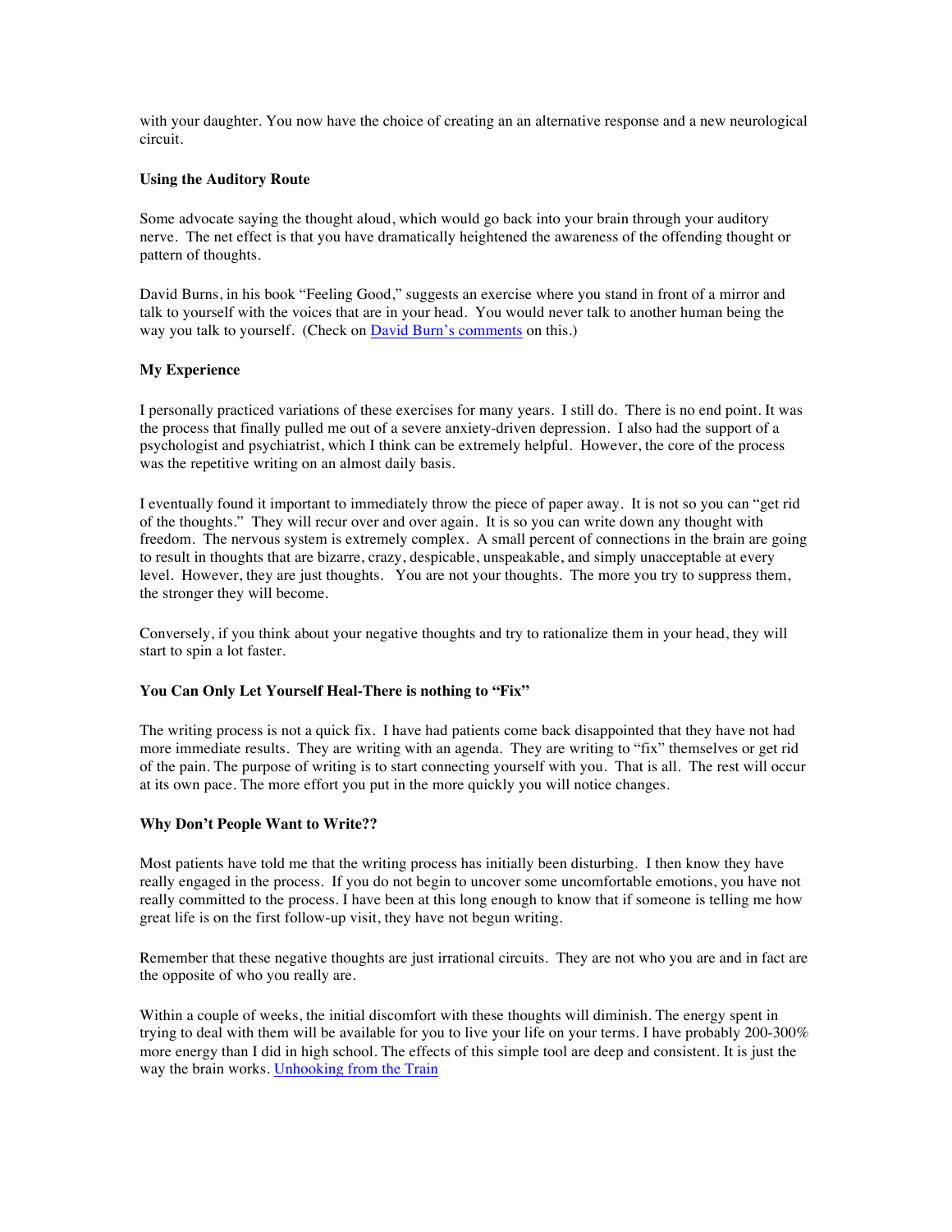with your daughter. You now have the choice of creating an an alternative response and a new neurological circuit.

### Using the Auditory Route

Some advocate saying the thought aloud, which would go back into your brain through your auditory nerve. The net effect is that you have dramatically heightened the awareness of the offending thought or pattern of thoughts.

David Burns, in his book "Feeling Good," suggests an exercise where you stand in front of a mirror and talk to yourself with the voices that are in your head. You would never talk to another human being the way you talk to yourself. (Check on David Burn's comments on this.)

### My Experience

I personally practiced variations of these exercises for many years. I still do. There is no end point. It was the process that finally pulled me out of a severe anxiety-driven depression. I also had the support of a psychologist and psychiatrist, which I think can be extremely helpful. However, the core of the process was the repetitive writing on an almost daily basis.

I eventually found it important to immediately throw the piece of paper away. It is not so you can "get rid of the thoughts." They will recur over and over again. It is so you can write down any thought with freedom. The nervous system is extremely complex. A small percent of connections in the brain are going to result in thoughts that are bizarre, crazy, despicable, unspeakable, and simply unacceptable at every level. However, they are just thoughts. You are not your thoughts. The more you try to suppress them, the stronger they will become.

Conversely, if you think about your negative thoughts and try to rationalize them in your head, they will start to spin a lot faster.

### You Can Only Let Yourself Heal-There is nothing to "Fix"

The writing process is not a quick fix. I have had patients come back disappointed that they have not had more immediate results. They are writing with an agenda. They are writing to "fix" themselves or get rid of the pain. The purpose of writing is to start connecting yourself with you. That is all. The rest will occur at its own pace. The more effort you put in the more quickly you will notice changes.

### Why Don't People Want to Write??

Most patients have told me that the writing process has initially been disturbing. I then know they have really engaged in the process. If you do not begin to uncover some uncomfortable emotions, you have not really committed to the process. I have been at this long enough to know that if someone is telling me how great life is on the first follow-up visit, they have not begun writing.

Remember that these negative thoughts are just irrational circuits. They are not who you are and in fact are the opposite of who you really are.

Within a couple of weeks, the initial discomfort with these thoughts will diminish. The energy spent in trying to deal with them will be available for you to live your life on your terms. I have probably 200-300% more energy than I did in high school. The effects of this simple tool are deep and consistent. It is just the way the brain works. Unhooking from the Train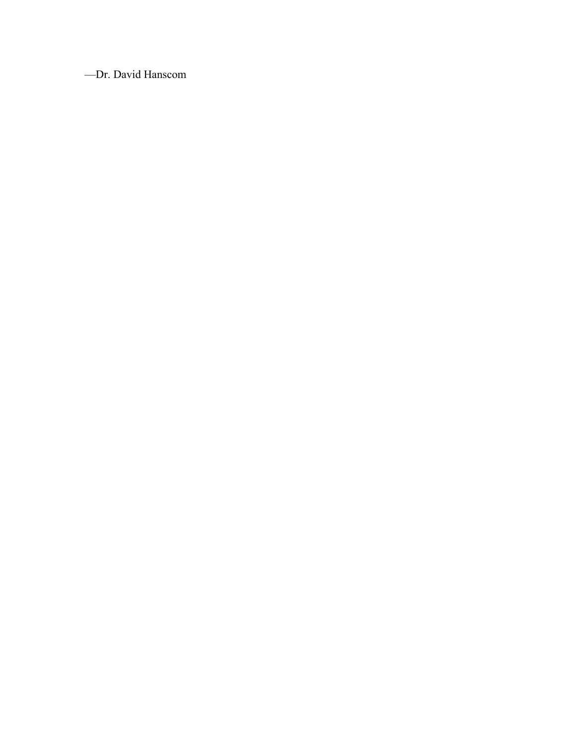—Dr. David Hanscom